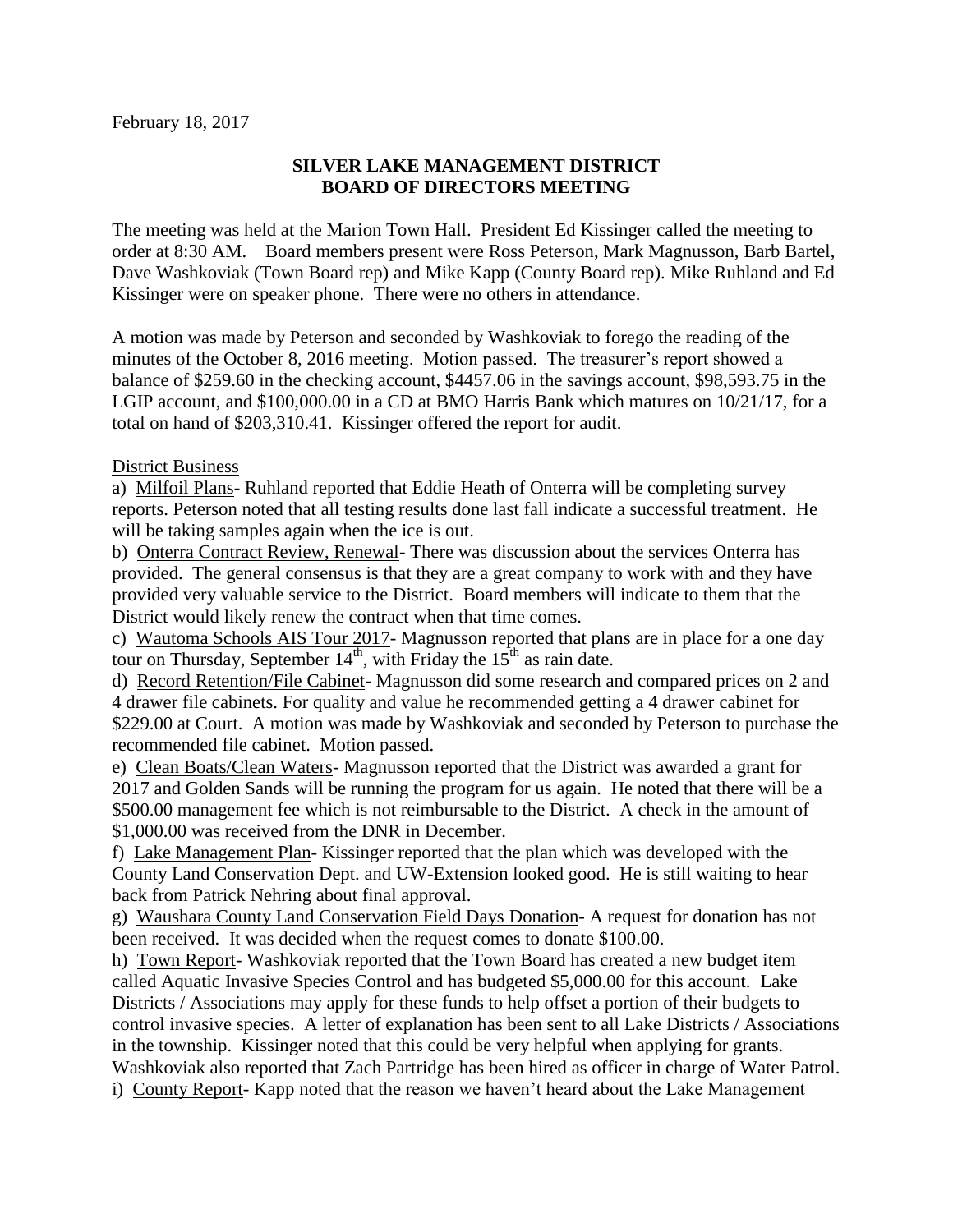February 18, 2017

**SILVER LAKE MANAGEMENT DISTRICT**
**BOARD OF DIRECTORS MEETING**

The meeting was held at the Marion Town Hall. President Ed Kissinger called the meeting to order at 8:30 AM. Board members present were Ross Peterson, Mark Magnusson, Barb Bartel, Dave Washkoviak (Town Board rep) and Mike Kapp (County Board rep). Mike Ruhland and Ed Kissinger were on speaker phone. There were no others in attendance.

A motion was made by Peterson and seconded by Washkoviak to forego the reading of the minutes of the October 8, 2016 meeting. Motion passed. The treasurer's report showed a balance of $259.60 in the checking account, $4457.06 in the savings account, $98,593.75 in the LGIP account, and $100,000.00 in a CD at BMO Harris Bank which matures on 10/21/17, for a total on hand of $203,310.41. Kissinger offered the report for audit.

<u>District Business</u>

a) <u>Milfoil Plans</u>- Ruhland reported that Eddie Heath of Onterra will be completing survey reports. Peterson noted that all testing results done last fall indicate a successful treatment. He will be taking samples again when the ice is out.

b) <u>Onterra Contract Review, Renewal</u>- There was discussion about the services Onterra has provided. The general consensus is that they are a great company to work with and they have provided very valuable service to the District. Board members will indicate to them that the District would likely renew the contract when that time comes.

c) <u>Wautoma Schools AIS Tour 2017</u>- Magnusson reported that plans are in place for a one day tour on Thursday, September 14th, with Friday the 15th as rain date.

d) <u>Record Retention/File Cabinet</u>- Magnusson did some research and compared prices on 2 and 4 drawer file cabinets. For quality and value he recommended getting a 4 drawer cabinet for $229.00 at Court. A motion was made by Washkoviak and seconded by Peterson to purchase the recommended file cabinet. Motion passed.

e) <u>Clean Boats/Clean Waters</u>- Magnusson reported that the District was awarded a grant for 2017 and Golden Sands will be running the program for us again. He noted that there will be a $500.00 management fee which is not reimbursable to the District. A check in the amount of $1,000.00 was received from the DNR in December.

f) <u>Lake Management Plan</u>- Kissinger reported that the plan which was developed with the County Land Conservation Dept. and UW-Extension looked good. He is still waiting to hear back from Patrick Nehring about final approval.

g) <u>Waushara County Land Conservation Field Days Donation</u>- A request for donation has not been received. It was decided when the request comes to donate $100.00.

h) <u>Town Report</u>- Washkoviak reported that the Town Board has created a new budget item called Aquatic Invasive Species Control and has budgeted $5,000.00 for this account. Lake Districts / Associations may apply for these funds to help offset a portion of their budgets to control invasive species. A letter of explanation has been sent to all Lake Districts / Associations in the township. Kissinger noted that this could be very helpful when applying for grants. Washkoviak also reported that Zach Partridge has been hired as officer in charge of Water Patrol.

i) <u>County Report</u>- Kapp noted that the reason we haven't heard about the Lake Management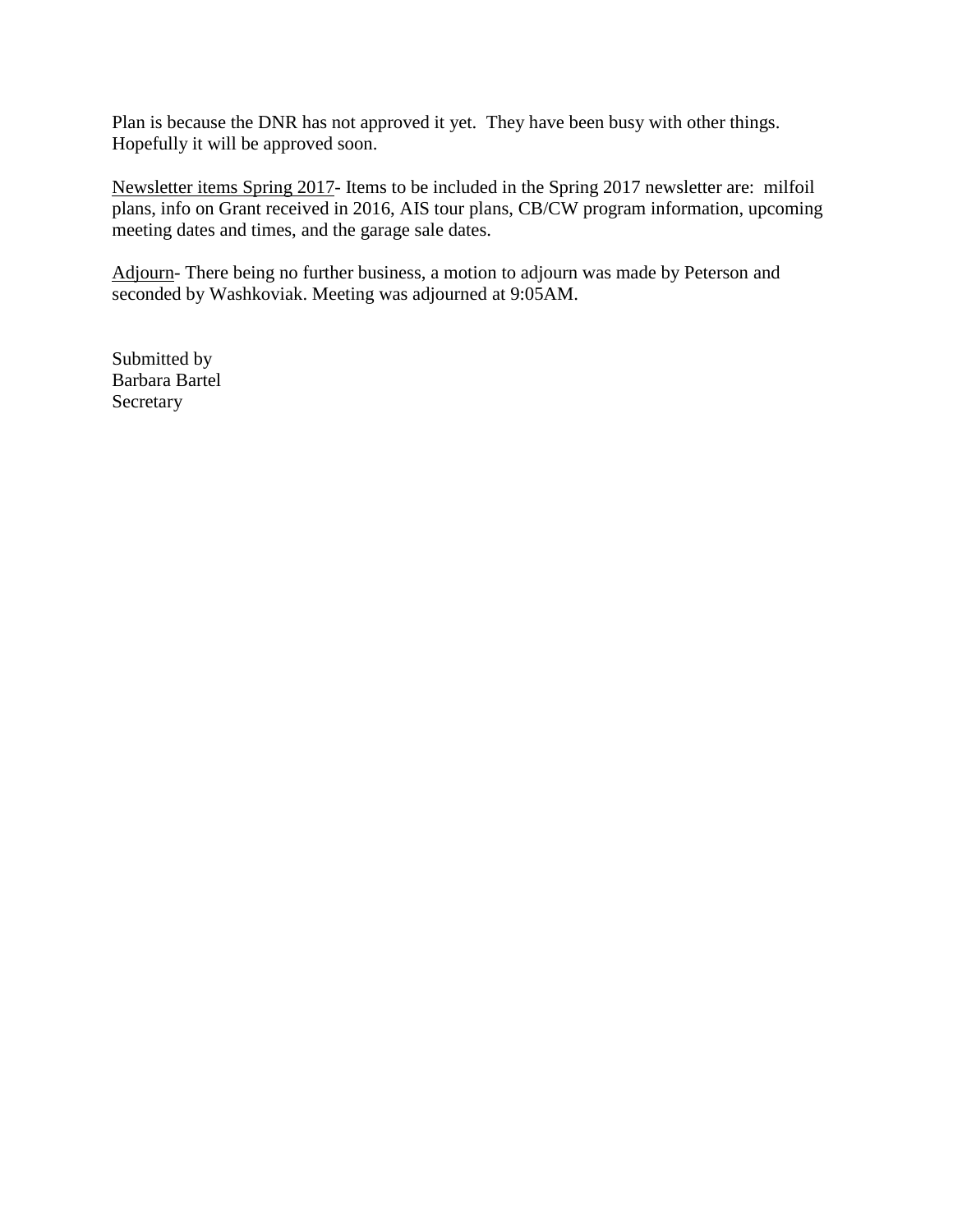Plan is because the DNR has not approved it yet. They have been busy with other things. Hopefully it will be approved soon.

<u>Newsletter items Spring 2017</u>- Items to be included in the Spring 2017 newsletter are: milfoil plans, info on Grant received in 2016, AIS tour plans, CB/CW program information, upcoming meeting dates and times, and the garage sale dates.

<u>Adjourn</u>- There being no further business, a motion to adjourn was made by Peterson and seconded by Washkoviak. Meeting was adjourned at 9:05AM.

Submitted by  
Barbara Bartel  
Secretary